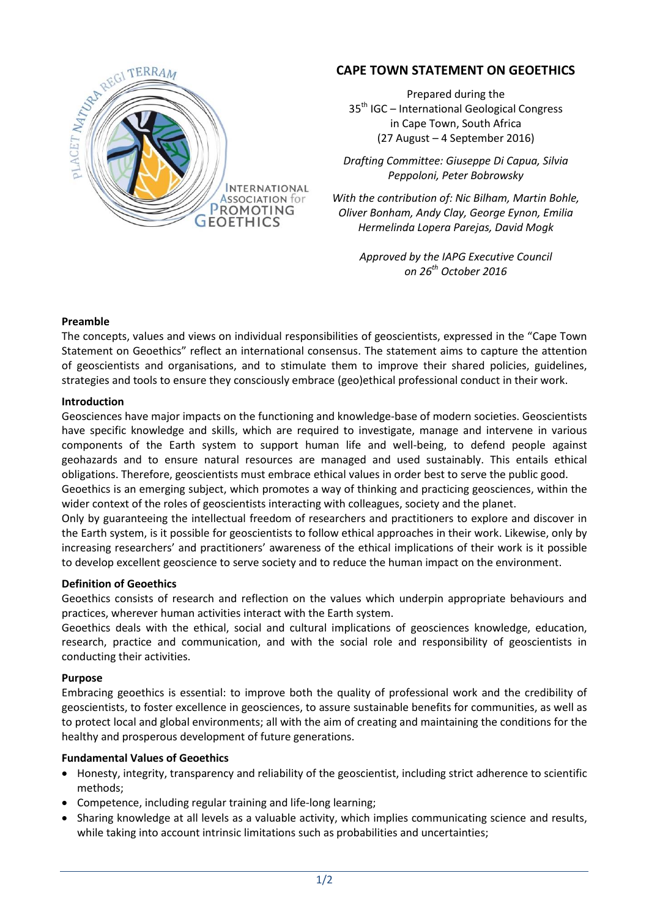# CAPE TOWN STATEMENT ON GEOETHICS

Prepared during the
35th IGC – International Geological Congress
in Cape Town, South Africa
(27 August – 4 September 2016)

*Drafting Committee: Giuseppe Di Capua, Silvia Peppoloni, Peter Bobrowsky*

*With the contribution of: Nic Bilham, Martin Bohle, Oliver Bonham, Andy Clay, George Eynon, Emilia Hermelinda Lopera Parejas, David Mogk*

*Approved by the IAPG Executive Council on 26th October 2016*

**Preamble**

The concepts, values and views on individual responsibilities of geoscientists, expressed in the "Cape Town Statement on Geoethics" reflect an international consensus. The statement aims to capture the attention of geoscientists and organisations, and to stimulate them to improve their shared policies, guidelines, strategies and tools to ensure they consciously embrace (geo)ethical professional conduct in their work.

**Introduction**

Geosciences have major impacts on the functioning and knowledge-base of modern societies. Geoscientists have specific knowledge and skills, which are required to investigate, manage and intervene in various components of the Earth system to support human life and well-being, to defend people against geohazards and to ensure natural resources are managed and used sustainably. This entails ethical obligations. Therefore, geoscientists must embrace ethical values in order best to serve the public good.

Geoethics is an emerging subject, which promotes a way of thinking and practicing geosciences, within the wider context of the roles of geoscientists interacting with colleagues, society and the planet.

Only by guaranteeing the intellectual freedom of researchers and practitioners to explore and discover in the Earth system, is it possible for geoscientists to follow ethical approaches in their work. Likewise, only by increasing researchers' and practitioners' awareness of the ethical implications of their work is it possible to develop excellent geoscience to serve society and to reduce the human impact on the environment.

**Definition of Geoethics**

Geoethics consists of research and reflection on the values which underpin appropriate behaviours and practices, wherever human activities interact with the Earth system.

Geoethics deals with the ethical, social and cultural implications of geosciences knowledge, education, research, practice and communication, and with the social role and responsibility of geoscientists in conducting their activities.

**Purpose**

Embracing geoethics is essential: to improve both the quality of professional work and the credibility of geoscientists, to foster excellence in geosciences, to assure sustainable benefits for communities, as well as to protect local and global environments; all with the aim of creating and maintaining the conditions for the healthy and prosperous development of future generations.

**Fundamental Values of Geoethics**

- Honesty, integrity, transparency and reliability of the geoscientist, including strict adherence to scientific methods;
- Competence, including regular training and life-long learning;
- Sharing knowledge at all levels as a valuable activity, which implies communicating science and results, while taking into account intrinsic limitations such as probabilities and uncertainties;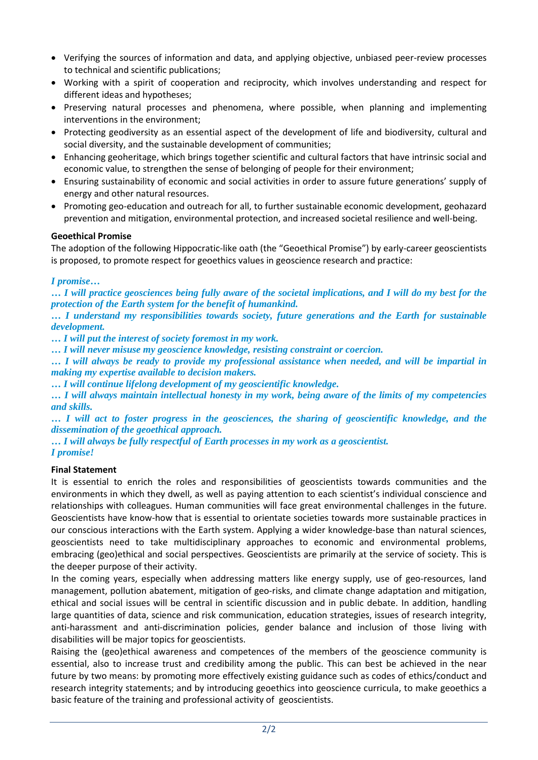- Verifying the sources of information and data, and applying objective, unbiased peer-review processes to technical and scientific publications;
- Working with a spirit of cooperation and reciprocity, which involves understanding and respect for different ideas and hypotheses;
- Preserving natural processes and phenomena, where possible, when planning and implementing interventions in the environment;
- Protecting geodiversity as an essential aspect of the development of life and biodiversity, cultural and social diversity, and the sustainable development of communities;
- Enhancing geoheritage, which brings together scientific and cultural factors that have intrinsic social and economic value, to strengthen the sense of belonging of people for their environment;
- Ensuring sustainability of economic and social activities in order to assure future generations' supply of energy and other natural resources.
- Promoting geo-education and outreach for all, to further sustainable economic development, geohazard prevention and mitigation, environmental protection, and increased societal resilience and well-being.

**Geoethical Promise**

The adoption of the following Hippocratic-like oath (the "Geoethical Promise") by early-career geoscientists is proposed, to promote respect for geoethics values in geoscience research and practice:

***I promise…***

***… I will practice geosciences being fully aware of the societal implications, and I will do my best for the protection of the Earth system for the benefit of humankind.***

***… I understand my responsibilities towards society, future generations and the Earth for sustainable development.***

***… I will put the interest of society foremost in my work.***

***… I will never misuse my geoscience knowledge, resisting constraint or coercion.***

***… I will always be ready to provide my professional assistance when needed, and will be impartial in making my expertise available to decision makers.***

***… I will continue lifelong development of my geoscientific knowledge.***

***… I will always maintain intellectual honesty in my work, being aware of the limits of my competencies and skills.***

***… I will act to foster progress in the geosciences, the sharing of geoscientific knowledge, and the dissemination of the geoethical approach.***

***… I will always be fully respectful of Earth processes in my work as a geoscientist.***

***I promise!***

**Final Statement**

It is essential to enrich the roles and responsibilities of geoscientists towards communities and the environments in which they dwell, as well as paying attention to each scientist's individual conscience and relationships with colleagues. Human communities will face great environmental challenges in the future. Geoscientists have know-how that is essential to orientate societies towards more sustainable practices in our conscious interactions with the Earth system. Applying a wider knowledge-base than natural sciences, geoscientists need to take multidisciplinary approaches to economic and environmental problems, embracing (geo)ethical and social perspectives. Geoscientists are primarily at the service of society. This is the deeper purpose of their activity.

In the coming years, especially when addressing matters like energy supply, use of geo-resources, land management, pollution abatement, mitigation of geo-risks, and climate change adaptation and mitigation, ethical and social issues will be central in scientific discussion and in public debate. In addition, handling large quantities of data, science and risk communication, education strategies, issues of research integrity, anti-harassment and anti-discrimination policies, gender balance and inclusion of those living with disabilities will be major topics for geoscientists.

Raising the (geo)ethical awareness and competences of the members of the geoscience community is essential, also to increase trust and credibility among the public. This can best be achieved in the near future by two means: by promoting more effectively existing guidance such as codes of ethics/conduct and research integrity statements; and by introducing geoethics into geoscience curricula, to make geoethics a basic feature of the training and professional activity of geoscientists.